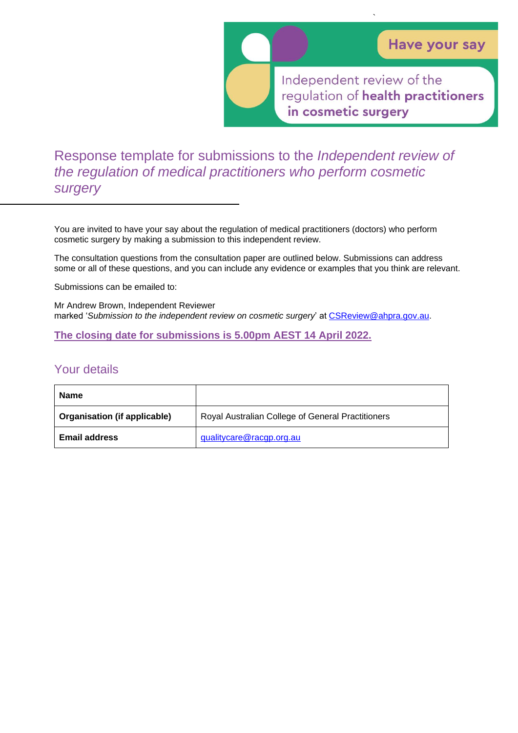Have your say

Independent review of the regulation of **health practitioners in cosmetic surgery**

# Response template for submissions to the *Independent review of the regulation of medical practitioners who perform cosmetic surgery*

You are invited to have your say about the regulation of medical practitioners (doctors) who perform cosmetic surgery by making a submission to this independent review.

The consultation questions from the consultation paper are outlined below. Submissions can address some or all of these questions, and you can include any evidence or examples that you think are relevant.

Submissions can be emailed to:

Mr Andrew Brown, Independent Reviewer
marked '*Submission to the independent review on cosmetic surgery*' at CSReview@ahpra.gov.au.

**The closing date for submissions is 5.00pm AEST 14 April 2022.**

## Your details

| | |
|---|---|
| **Name** | |
| **Organisation (if applicable)** | Royal Australian College of General Practitioners |
| **Email address** | qualitycare@racgp.org.au |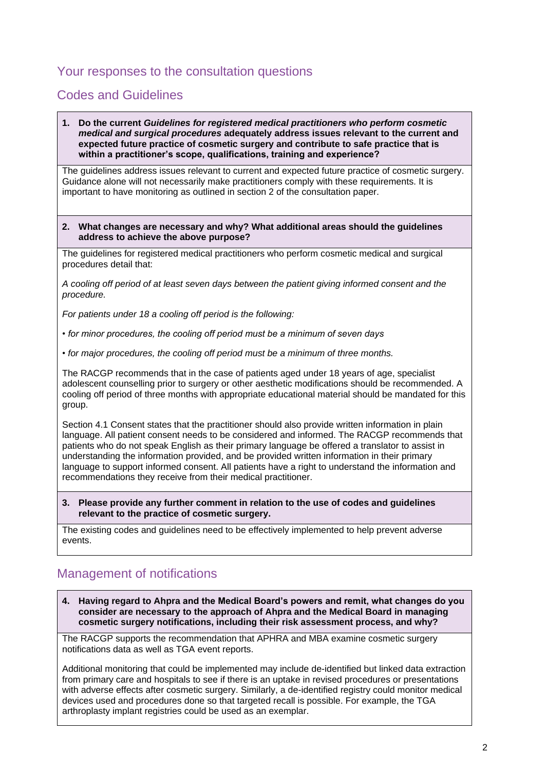## Your responses to the consultation questions

## Codes and Guidelines

**1. Do the current *Guidelines for registered medical practitioners who perform cosmetic medical and surgical procedures* adequately address issues relevant to the current and expected future practice of cosmetic surgery and contribute to safe practice that is within a practitioner's scope, qualifications, training and experience?**

The guidelines address issues relevant to current and expected future practice of cosmetic surgery. Guidance alone will not necessarily make practitioners comply with these requirements. It is important to have monitoring as outlined in section 2 of the consultation paper.

**2. What changes are necessary and why? What additional areas should the guidelines address to achieve the above purpose?**

The guidelines for registered medical practitioners who perform cosmetic medical and surgical procedures detail that:

*A cooling off period of at least seven days between the patient giving informed consent and the procedure.*

*For patients under 18 a cooling off period is the following:*

- *for minor procedures, the cooling off period must be a minimum of seven days*
- *for major procedures, the cooling off period must be a minimum of three months.*

The RACGP recommends that in the case of patients aged under 18 years of age, specialist adolescent counselling prior to surgery or other aesthetic modifications should be recommended. A cooling off period of three months with appropriate educational material should be mandated for this group.

Section 4.1 Consent states that the practitioner should also provide written information in plain language. All patient consent needs to be considered and informed. The RACGP recommends that patients who do not speak English as their primary language be offered a translator to assist in understanding the information provided, and be provided written information in their primary language to support informed consent. All patients have a right to understand the information and recommendations they receive from their medical practitioner.

**3. Please provide any further comment in relation to the use of codes and guidelines relevant to the practice of cosmetic surgery.**

The existing codes and guidelines need to be effectively implemented to help prevent adverse events.

## Management of notifications

**4. Having regard to Ahpra and the Medical Board's powers and remit, what changes do you consider are necessary to the approach of Ahpra and the Medical Board in managing cosmetic surgery notifications, including their risk assessment process, and why?**

The RACGP supports the recommendation that APHRA and MBA examine cosmetic surgery notifications data as well as TGA event reports.

Additional monitoring that could be implemented may include de-identified but linked data extraction from primary care and hospitals to see if there is an uptake in revised procedures or presentations with adverse effects after cosmetic surgery. Similarly, a de-identified registry could monitor medical devices used and procedures done so that targeted recall is possible. For example, the TGA arthroplasty implant registries could be used as an exemplar.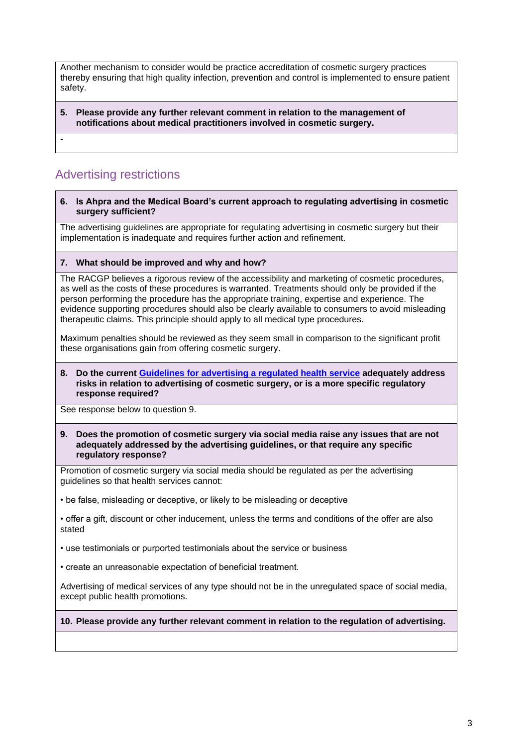Another mechanism to consider would be practice accreditation of cosmetic surgery practices thereby ensuring that high quality infection, prevention and control is implemented to ensure patient safety.

**5. Please provide any further relevant comment in relation to the management of notifications about medical practitioners involved in cosmetic surgery.**

-

## Advertising restrictions

**6. Is Ahpra and the Medical Board's current approach to regulating advertising in cosmetic surgery sufficient?**

The advertising guidelines are appropriate for regulating advertising in cosmetic surgery but their implementation is inadequate and requires further action and refinement.

**7. What should be improved and why and how?**

The RACGP believes a rigorous review of the accessibility and marketing of cosmetic procedures, as well as the costs of these procedures is warranted. Treatments should only be provided if the person performing the procedure has the appropriate training, expertise and experience. The evidence supporting procedures should also be clearly available to consumers to avoid misleading therapeutic claims. This principle should apply to all medical type procedures.

Maximum penalties should be reviewed as they seem small in comparison to the significant profit these organisations gain from offering cosmetic surgery.

**8. Do the current [Guidelines for advertising a regulated health service] adequately address risks in relation to advertising of cosmetic surgery, or is a more specific regulatory response required?**

See response below to question 9.

**9. Does the promotion of cosmetic surgery via social media raise any issues that are not adequately addressed by the advertising guidelines, or that require any specific regulatory response?**

Promotion of cosmetic surgery via social media should be regulated as per the advertising guidelines so that health services cannot:

- be false, misleading or deceptive, or likely to be misleading or deceptive
- offer a gift, discount or other inducement, unless the terms and conditions of the offer are also stated
- use testimonials or purported testimonials about the service or business
- create an unreasonable expectation of beneficial treatment.

Advertising of medical services of any type should not be in the unregulated space of social media, except public health promotions.

**10. Please provide any further relevant comment in relation to the regulation of advertising.**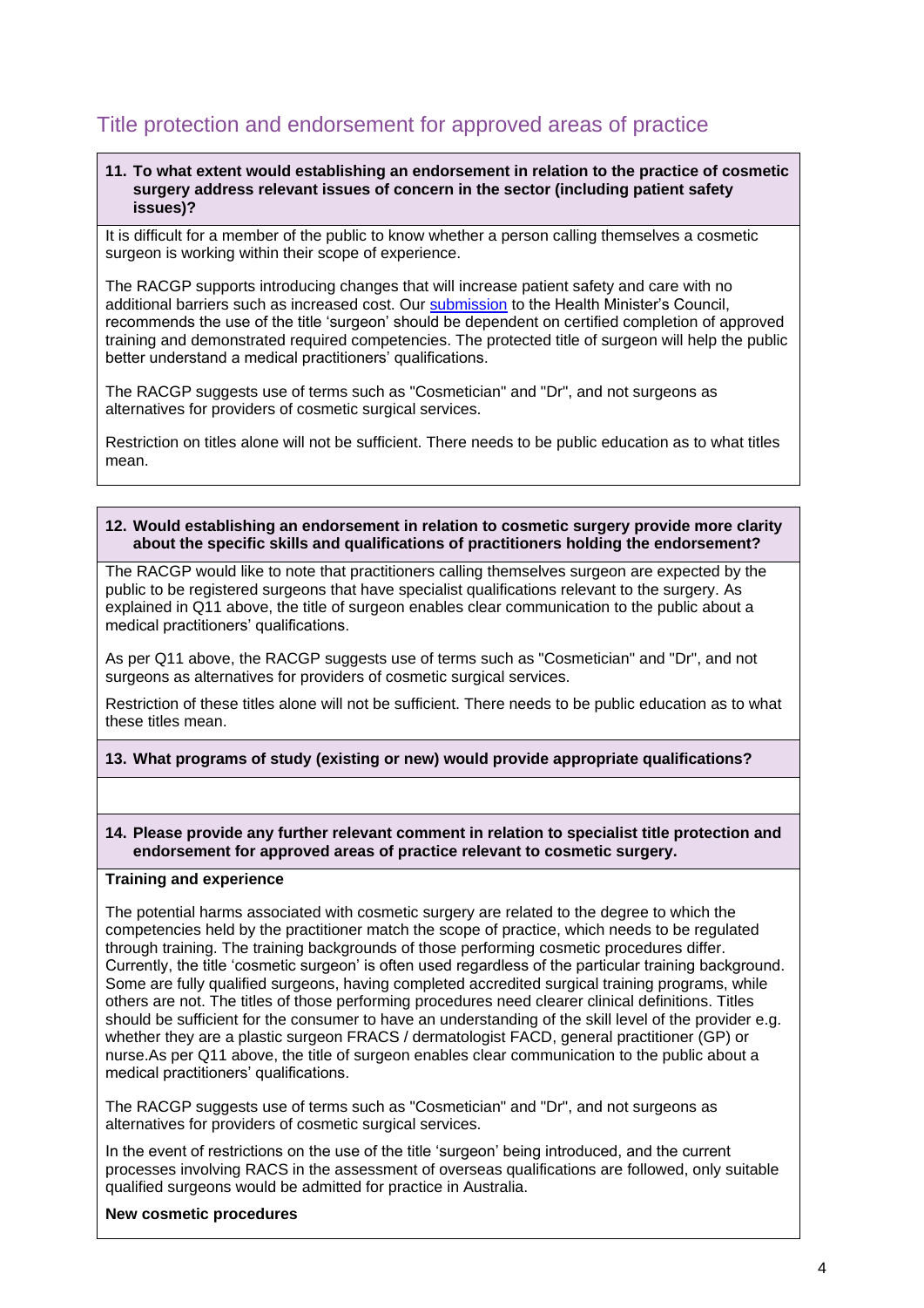## Title protection and endorsement for approved areas of practice

**11. To what extent would establishing an endorsement in relation to the practice of cosmetic surgery address relevant issues of concern in the sector (including patient safety issues)?**

It is difficult for a member of the public to know whether a person calling themselves a cosmetic surgeon is working within their scope of experience.

The RACGP supports introducing changes that will increase patient safety and care with no additional barriers such as increased cost. Our submission to the Health Minister's Council, recommends the use of the title 'surgeon' should be dependent on certified completion of approved training and demonstrated required competencies. The protected title of surgeon will help the public better understand a medical practitioners' qualifications.

The RACGP suggests use of terms such as "Cosmetician" and "Dr", and not surgeons as alternatives for providers of cosmetic surgical services.

Restriction on titles alone will not be sufficient. There needs to be public education as to what titles mean.

**12. Would establishing an endorsement in relation to cosmetic surgery provide more clarity about the specific skills and qualifications of practitioners holding the endorsement?**

The RACGP would like to note that practitioners calling themselves surgeon are expected by the public to be registered surgeons that have specialist qualifications relevant to the surgery. As explained in Q11 above, the title of surgeon enables clear communication to the public about a medical practitioners' qualifications.

As per Q11 above, the RACGP suggests use of terms such as "Cosmetician" and "Dr", and not surgeons as alternatives for providers of cosmetic surgical services.

Restriction of these titles alone will not be sufficient. There needs to be public education as to what these titles mean.

**13. What programs of study (existing or new) would provide appropriate qualifications?**

**14. Please provide any further relevant comment in relation to specialist title protection and endorsement for approved areas of practice relevant to cosmetic surgery.**

**Training and experience**

The potential harms associated with cosmetic surgery are related to the degree to which the competencies held by the practitioner match the scope of practice, which needs to be regulated through training. The training backgrounds of those performing cosmetic procedures differ. Currently, the title 'cosmetic surgeon' is often used regardless of the particular training background. Some are fully qualified surgeons, having completed accredited surgical training programs, while others are not. The titles of those performing procedures need clearer clinical definitions. Titles should be sufficient for the consumer to have an understanding of the skill level of the provider e.g. whether they are a plastic surgeon FRACS / dermatologist FACD, general practitioner (GP) or nurse.As per Q11 above, the title of surgeon enables clear communication to the public about a medical practitioners' qualifications.

The RACGP suggests use of terms such as "Cosmetician" and "Dr", and not surgeons as alternatives for providers of cosmetic surgical services.

In the event of restrictions on the use of the title 'surgeon' being introduced, and the current processes involving RACS in the assessment of overseas qualifications are followed, only suitable qualified surgeons would be admitted for practice in Australia.

**New cosmetic procedures**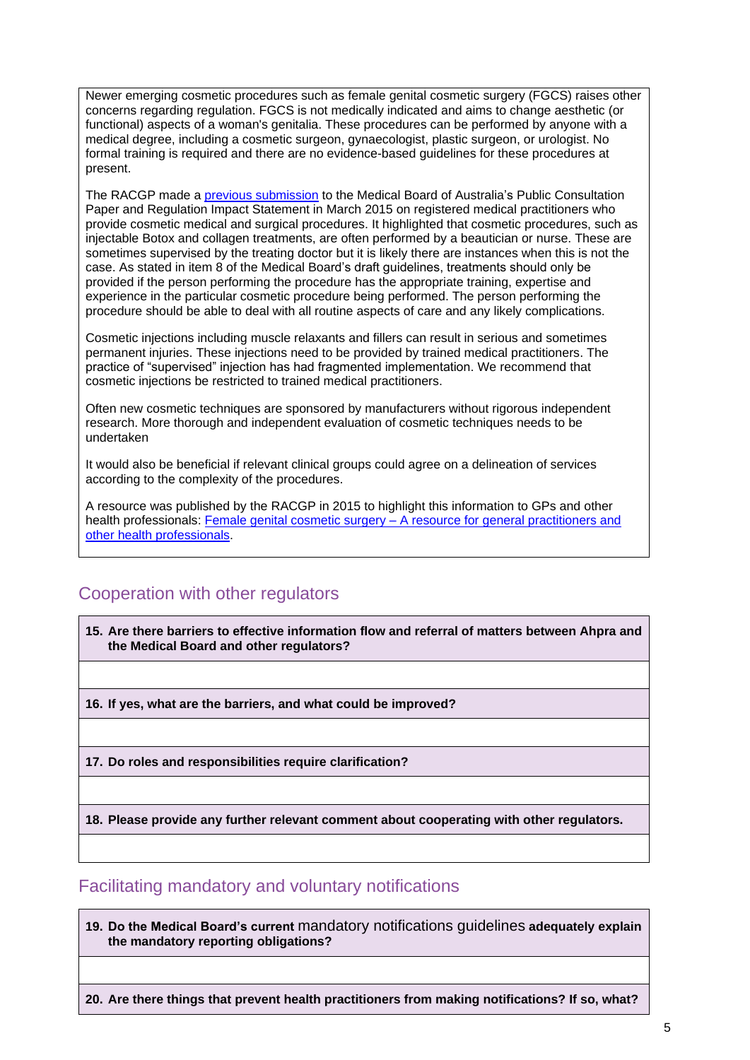Newer emerging cosmetic procedures such as female genital cosmetic surgery (FGCS) raises other concerns regarding regulation. FGCS is not medically indicated and aims to change aesthetic (or functional) aspects of a woman's genitalia. These procedures can be performed by anyone with a medical degree, including a cosmetic surgeon, gynaecologist, plastic surgeon, or urologist. No formal training is required and there are no evidence-based guidelines for these procedures at present.

The RACGP made a previous submission to the Medical Board of Australia's Public Consultation Paper and Regulation Impact Statement in March 2015 on registered medical practitioners who provide cosmetic medical and surgical procedures. It highlighted that cosmetic procedures, such as injectable Botox and collagen treatments, are often performed by a beautician or nurse. These are sometimes supervised by the treating doctor but it is likely there are instances when this is not the case. As stated in item 8 of the Medical Board's draft guidelines, treatments should only be provided if the person performing the procedure has the appropriate training, expertise and experience in the particular cosmetic procedure being performed. The person performing the procedure should be able to deal with all routine aspects of care and any likely complications.

Cosmetic injections including muscle relaxants and fillers can result in serious and sometimes permanent injuries. These injections need to be provided by trained medical practitioners. The practice of "supervised" injection has had fragmented implementation. We recommend that cosmetic injections be restricted to trained medical practitioners.

Often new cosmetic techniques are sponsored by manufacturers without rigorous independent research. More thorough and independent evaluation of cosmetic techniques needs to be undertaken

It would also be beneficial if relevant clinical groups could agree on a delineation of services according to the complexity of the procedures.

A resource was published by the RACGP in 2015 to highlight this information to GPs and other health professionals: Female genital cosmetic surgery – A resource for general practitioners and other health professionals.

## Cooperation with other regulators

**15. Are there barriers to effective information flow and referral of matters between Ahpra and the Medical Board and other regulators?**

**16. If yes, what are the barriers, and what could be improved?**

**17. Do roles and responsibilities require clarification?**

**18. Please provide any further relevant comment about cooperating with other regulators.**

## Facilitating mandatory and voluntary notifications

**19. Do the Medical Board's current** mandatory notifications guidelines **adequately explain the mandatory reporting obligations?**

**20. Are there things that prevent health practitioners from making notifications? If so, what?**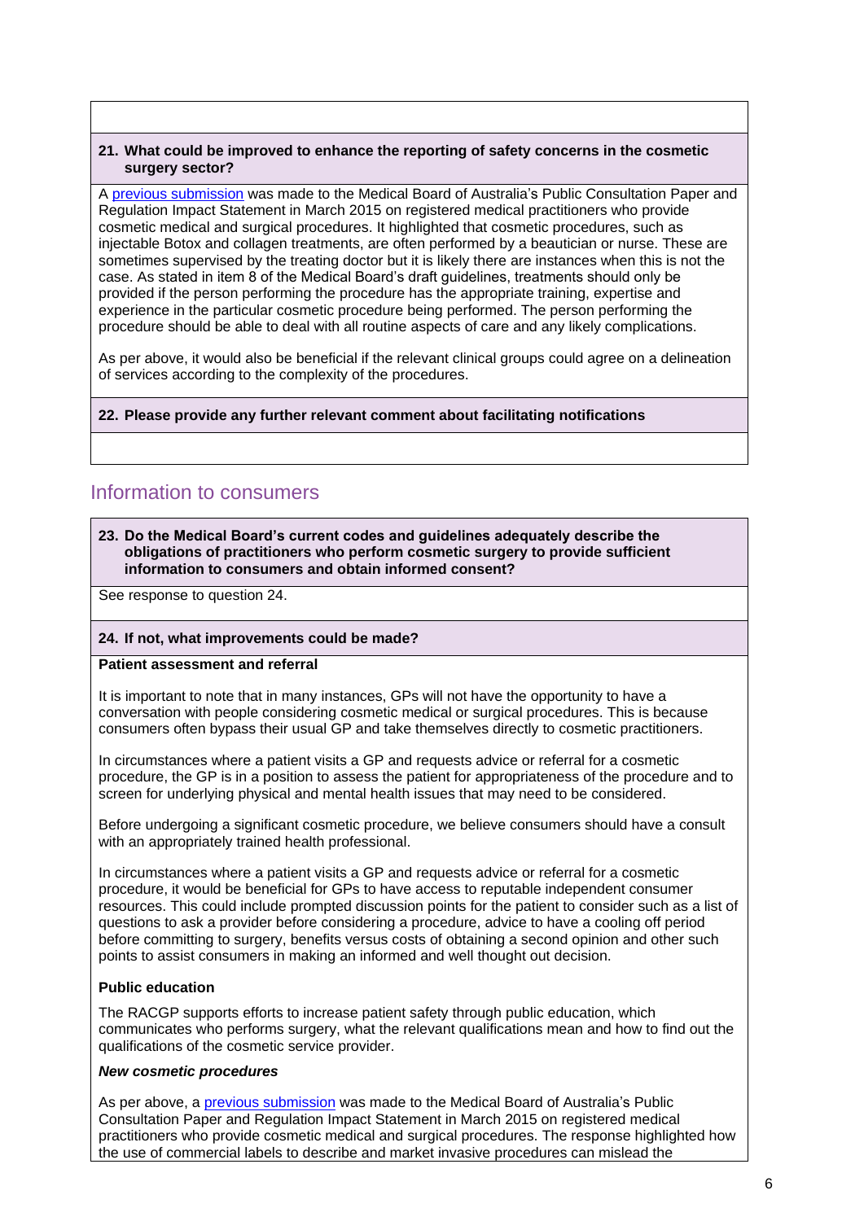**21. What could be improved to enhance the reporting of safety concerns in the cosmetic surgery sector?**

A previous submission was made to the Medical Board of Australia's Public Consultation Paper and Regulation Impact Statement in March 2015 on registered medical practitioners who provide cosmetic medical and surgical procedures. It highlighted that cosmetic procedures, such as injectable Botox and collagen treatments, are often performed by a beautician or nurse. These are sometimes supervised by the treating doctor but it is likely there are instances when this is not the case. As stated in item 8 of the Medical Board's draft guidelines, treatments should only be provided if the person performing the procedure has the appropriate training, expertise and experience in the particular cosmetic procedure being performed. The person performing the procedure should be able to deal with all routine aspects of care and any likely complications.

As per above, it would also be beneficial if the relevant clinical groups could agree on a delineation of services according to the complexity of the procedures.

**22. Please provide any further relevant comment about facilitating notifications**

## Information to consumers

**23. Do the Medical Board's current codes and guidelines adequately describe the obligations of practitioners who perform cosmetic surgery to provide sufficient information to consumers and obtain informed consent?**

See response to question 24.

**24. If not, what improvements could be made?**

**Patient assessment and referral**

It is important to note that in many instances, GPs will not have the opportunity to have a conversation with people considering cosmetic medical or surgical procedures. This is because consumers often bypass their usual GP and take themselves directly to cosmetic practitioners.

In circumstances where a patient visits a GP and requests advice or referral for a cosmetic procedure, the GP is in a position to assess the patient for appropriateness of the procedure and to screen for underlying physical and mental health issues that may need to be considered.

Before undergoing a significant cosmetic procedure, we believe consumers should have a consult with an appropriately trained health professional.

In circumstances where a patient visits a GP and requests advice or referral for a cosmetic procedure, it would be beneficial for GPs to have access to reputable independent consumer resources. This could include prompted discussion points for the patient to consider such as a list of questions to ask a provider before considering a procedure, advice to have a cooling off period before committing to surgery, benefits versus costs of obtaining a second opinion and other such points to assist consumers in making an informed and well thought out decision.

**Public education**

The RACGP supports efforts to increase patient safety through public education, which communicates who performs surgery, what the relevant qualifications mean and how to find out the qualifications of the cosmetic service provider.

***New cosmetic procedures***

As per above, a previous submission was made to the Medical Board of Australia's Public Consultation Paper and Regulation Impact Statement in March 2015 on registered medical practitioners who provide cosmetic medical and surgical procedures. The response highlighted how the use of commercial labels to describe and market invasive procedures can mislead the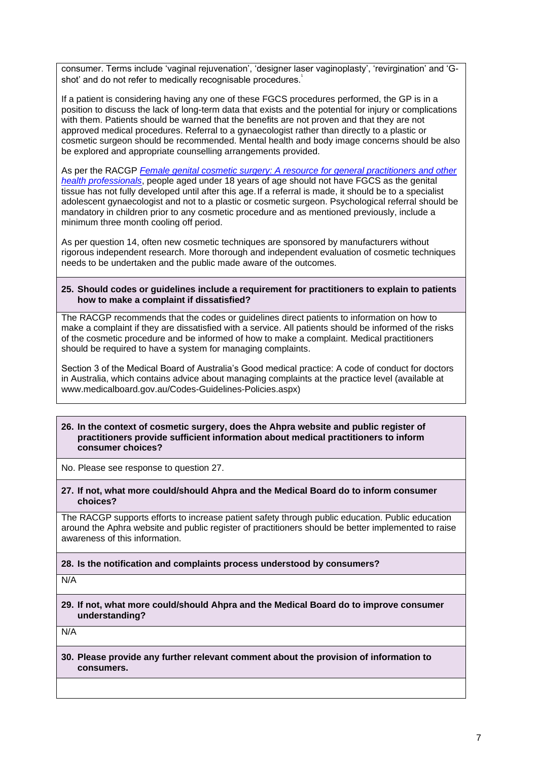consumer. Terms include 'vaginal rejuvenation', 'designer laser vaginoplasty', 'revirgination' and 'G-shot' and do not refer to medically recognisable procedures.[1]

If a patient is considering having any one of these FGCS procedures performed, the GP is in a position to discuss the lack of long-term data that exists and the potential for injury or complications with them. Patients should be warned that the benefits are not proven and that they are not approved medical procedures. Referral to a gynaecologist rather than directly to a plastic or cosmetic surgeon should be recommended. Mental health and body image concerns should be also be explored and appropriate counselling arrangements provided.

As per the RACGP *Female genital cosmetic surgery: A resource for general practitioners and other health professionals*, people aged under 18 years of age should not have FGCS as the genital tissue has not fully developed until after this age. If a referral is made, it should be to a specialist adolescent gynaecologist and not to a plastic or cosmetic surgeon. Psychological referral should be mandatory in children prior to any cosmetic procedure and as mentioned previously, include a minimum three month cooling off period.

As per question 14, often new cosmetic techniques are sponsored by manufacturers without rigorous independent research. More thorough and independent evaluation of cosmetic techniques needs to be undertaken and the public made aware of the outcomes.

**25. Should codes or guidelines include a requirement for practitioners to explain to patients how to make a complaint if dissatisfied?**

The RACGP recommends that the codes or guidelines direct patients to information on how to make a complaint if they are dissatisfied with a service. All patients should be informed of the risks of the cosmetic procedure and be informed of how to make a complaint. Medical practitioners should be required to have a system for managing complaints.

Section 3 of the Medical Board of Australia's Good medical practice: A code of conduct for doctors in Australia, which contains advice about managing complaints at the practice level (available at www.medicalboard.gov.au/Codes-Guidelines-Policies.aspx)

**26. In the context of cosmetic surgery, does the Ahpra website and public register of practitioners provide sufficient information about medical practitioners to inform consumer choices?**

No. Please see response to question 27.

**27. If not, what more could/should Ahpra and the Medical Board do to inform consumer choices?**

The RACGP supports efforts to increase patient safety through public education. Public education around the Aphra website and public register of practitioners should be better implemented to raise awareness of this information.

**28. Is the notification and complaints process understood by consumers?**

N/A

**29. If not, what more could/should Ahpra and the Medical Board do to improve consumer understanding?**

N/A

**30. Please provide any further relevant comment about the provision of information to consumers.**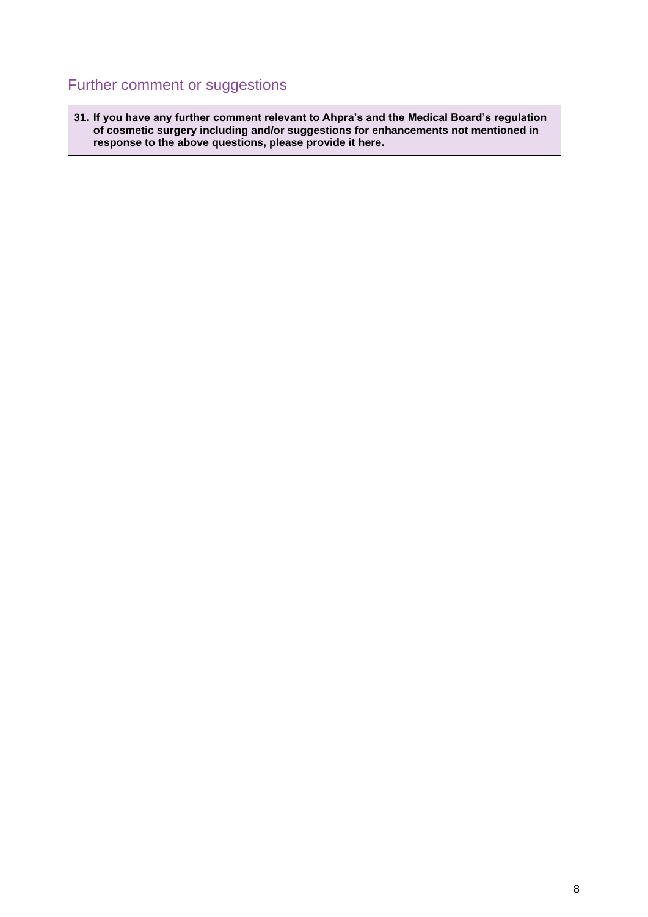## Further comment or suggestions

| **31. If you have any further comment relevant to Ahpra's and the Medical Board's regulation of cosmetic surgery including and/or suggestions for enhancements not mentioned in response to the above questions, please provide it here.** |
| --- |
| |